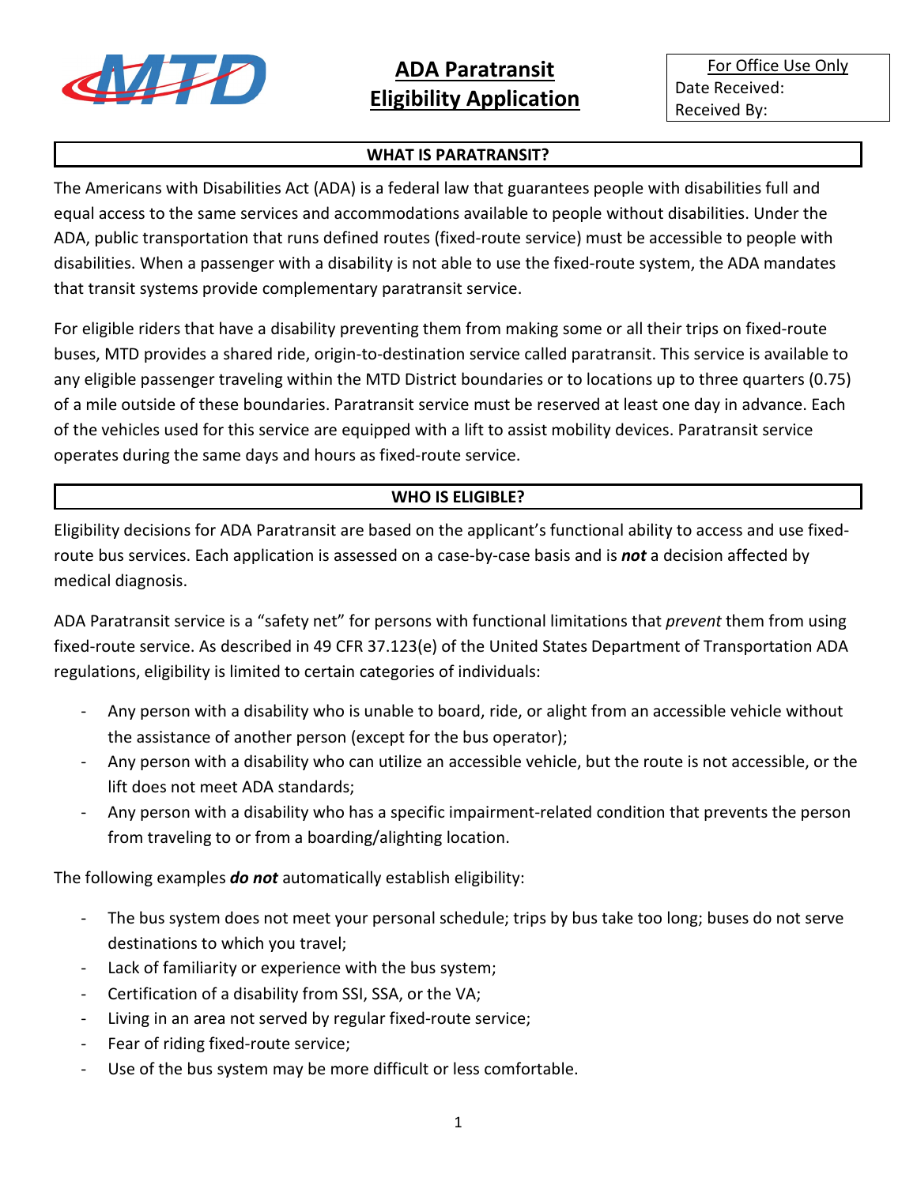# ADA Paratransit Eligibility Application

| For Office Use Only |
|---|
| Date Received: |
| Received By: |

## WHAT IS PARATRANSIT?

The Americans with Disabilities Act (ADA) is a federal law that guarantees people with disabilities full and equal access to the same services and accommodations available to people without disabilities. Under the ADA, public transportation that runs defined routes (fixed-route service) must be accessible to people with disabilities. When a passenger with a disability is not able to use the fixed-route system, the ADA mandates that transit systems provide complementary paratransit service.

For eligible riders that have a disability preventing them from making some or all their trips on fixed-route buses, MTD provides a shared ride, origin-to-destination service called paratransit. This service is available to any eligible passenger traveling within the MTD District boundaries or to locations up to three quarters (0.75) of a mile outside of these boundaries. Paratransit service must be reserved at least one day in advance. Each of the vehicles used for this service are equipped with a lift to assist mobility devices. Paratransit service operates during the same days and hours as fixed-route service.

## WHO IS ELIGIBLE?

Eligibility decisions for ADA Paratransit are based on the applicant's functional ability to access and use fixed-route bus services. Each application is assessed on a case-by-case basis and is ***not*** a decision affected by medical diagnosis.

ADA Paratransit service is a "safety net" for persons with functional limitations that *prevent* them from using fixed-route service. As described in 49 CFR 37.123(e) of the United States Department of Transportation ADA regulations, eligibility is limited to certain categories of individuals:

- Any person with a disability who is unable to board, ride, or alight from an accessible vehicle without the assistance of another person (except for the bus operator);
- Any person with a disability who can utilize an accessible vehicle, but the route is not accessible, or the lift does not meet ADA standards;
- Any person with a disability who has a specific impairment-related condition that prevents the person from traveling to or from a boarding/alighting location.

The following examples ***do not*** automatically establish eligibility:

- The bus system does not meet your personal schedule; trips by bus take too long; buses do not serve destinations to which you travel;
- Lack of familiarity or experience with the bus system;
- Certification of a disability from SSI, SSA, or the VA;
- Living in an area not served by regular fixed-route service;
- Fear of riding fixed-route service;
- Use of the bus system may be more difficult or less comfortable.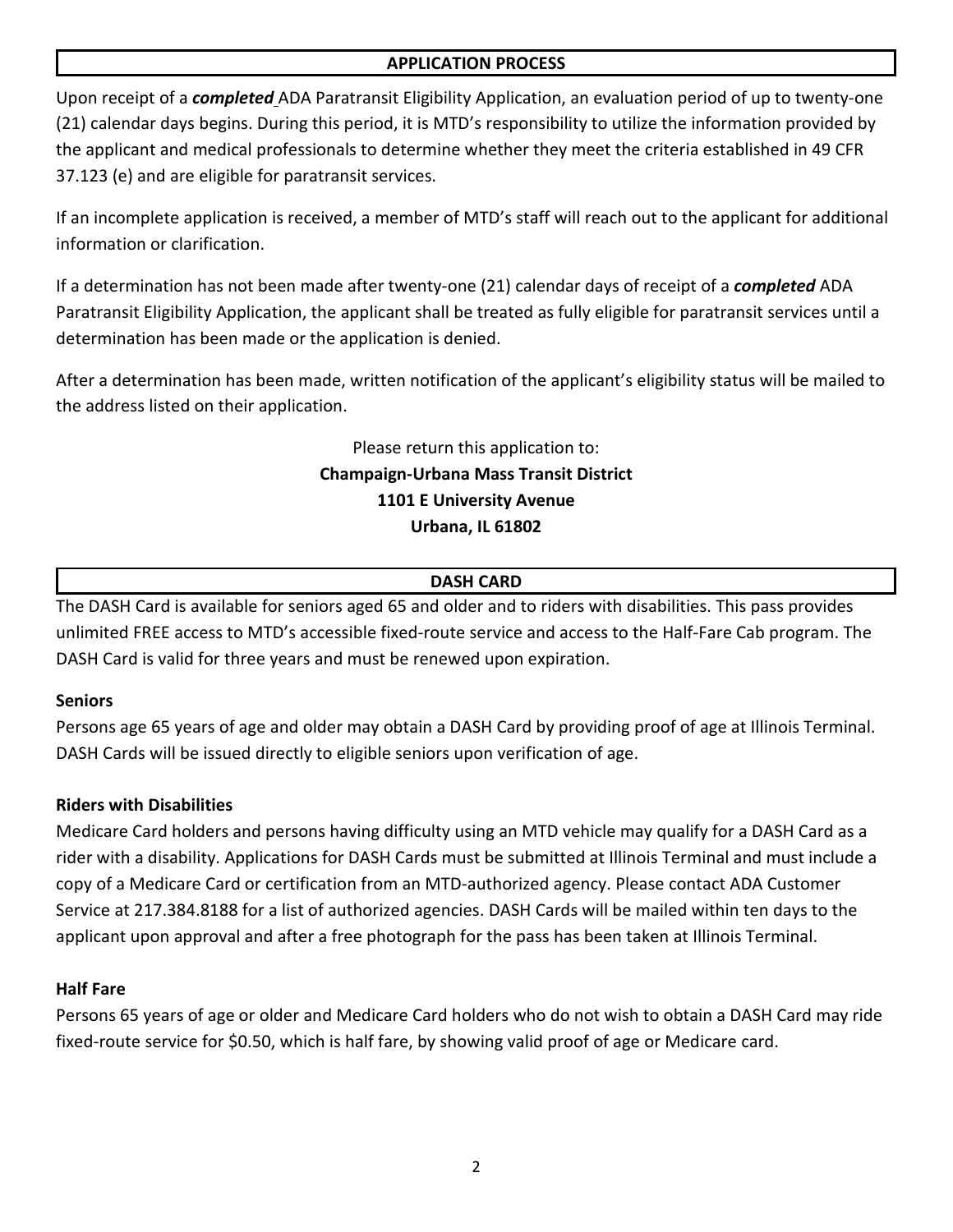## APPLICATION PROCESS

Upon receipt of a ***completed*** ADA Paratransit Eligibility Application, an evaluation period of up to twenty-one (21) calendar days begins. During this period, it is MTD's responsibility to utilize the information provided by the applicant and medical professionals to determine whether they meet the criteria established in 49 CFR 37.123 (e) and are eligible for paratransit services.

If an incomplete application is received, a member of MTD's staff will reach out to the applicant for additional information or clarification.

If a determination has not been made after twenty-one (21) calendar days of receipt of a ***completed*** ADA Paratransit Eligibility Application, the applicant shall be treated as fully eligible for paratransit services until a determination has been made or the application is denied.

After a determination has been made, written notification of the applicant's eligibility status will be mailed to the address listed on their application.

Please return this application to:
**Champaign-Urbana Mass Transit District**
**1101 E University Avenue**
**Urbana, IL 61802**

## DASH CARD

The DASH Card is available for seniors aged 65 and older and to riders with disabilities. This pass provides unlimited FREE access to MTD's accessible fixed-route service and access to the Half-Fare Cab program. The DASH Card is valid for three years and must be renewed upon expiration.

**Seniors**
Persons age 65 years of age and older may obtain a DASH Card by providing proof of age at Illinois Terminal. DASH Cards will be issued directly to eligible seniors upon verification of age.

**Riders with Disabilities**
Medicare Card holders and persons having difficulty using an MTD vehicle may qualify for a DASH Card as a rider with a disability. Applications for DASH Cards must be submitted at Illinois Terminal and must include a copy of a Medicare Card or certification from an MTD-authorized agency. Please contact ADA Customer Service at 217.384.8188 for a list of authorized agencies. DASH Cards will be mailed within ten days to the applicant upon approval and after a free photograph for the pass has been taken at Illinois Terminal.

**Half Fare**
Persons 65 years of age or older and Medicare Card holders who do not wish to obtain a DASH Card may ride fixed-route service for $0.50, which is half fare, by showing valid proof of age or Medicare card.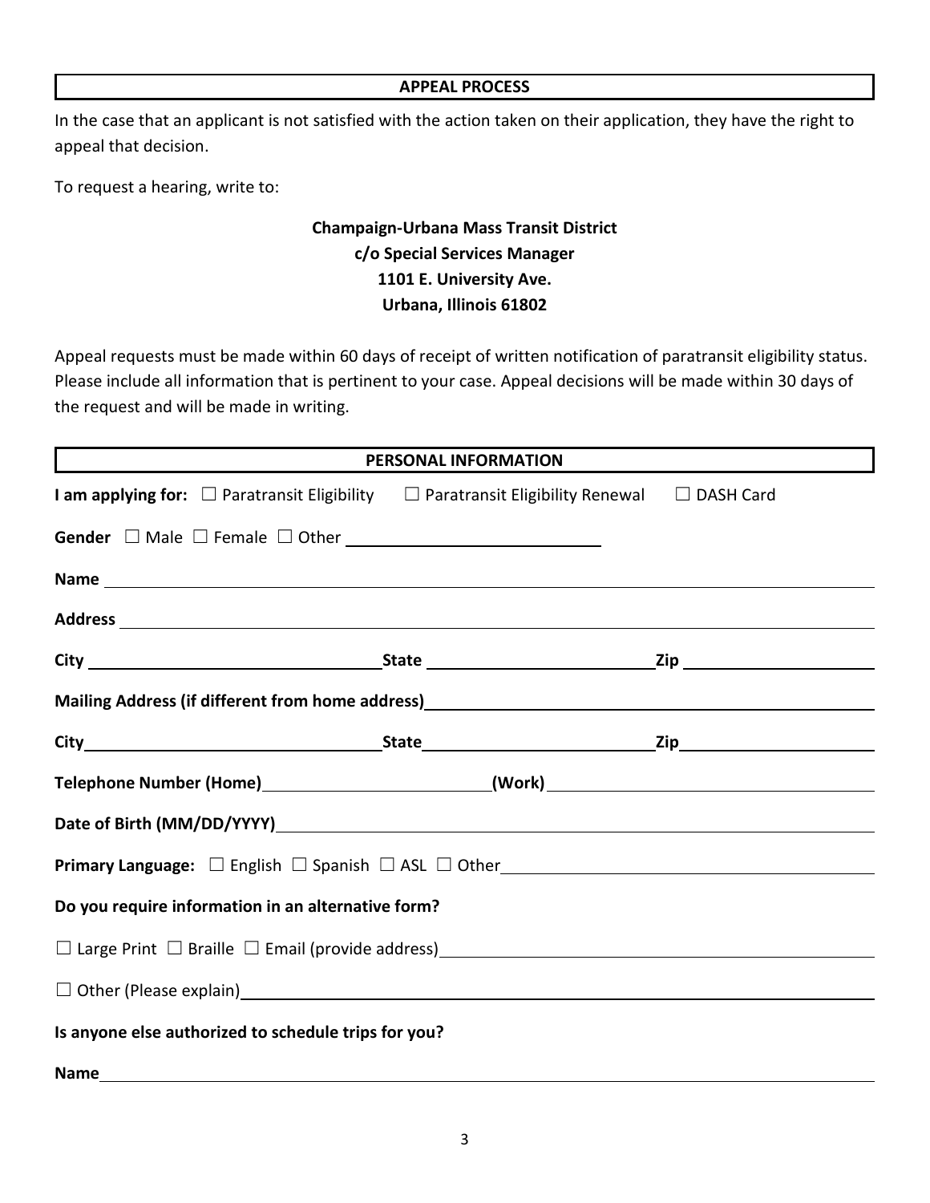## APPEAL PROCESS

In the case that an applicant is not satisfied with the action taken on their application, they have the right to appeal that decision.

To request a hearing, write to:

**Champaign-Urbana Mass Transit District**
**c/o Special Services Manager**
**1101 E. University Ave.**
**Urbana, Illinois 61802**

Appeal requests must be made within 60 days of receipt of written notification of paratransit eligibility status. Please include all information that is pertinent to your case. Appeal decisions will be made within 30 days of the request and will be made in writing.

## PERSONAL INFORMATION

**I am applying for:** ☐ Paratransit Eligibility ☐ Paratransit Eligibility Renewal ☐ DASH Card

**Gender** ☐ Male ☐ Female ☐ Other ____________________

**Name** ____________________

**Address** ____________________

**City** ____________________ **State** ____________________ **Zip** ____________________

**Mailing Address (if different from home address)** ____________________

**City** ____________________ **State** ____________________ **Zip** ____________________

**Telephone Number (Home)** ____________________ **(Work)** ____________________

**Date of Birth (MM/DD/YYYY)** ____________________

**Primary Language:** ☐ English ☐ Spanish ☐ ASL ☐ Other ____________________

**Do you require information in an alternative form?**

☐ Large Print ☐ Braille ☐ Email (provide address) ____________________

☐ Other (Please explain) ____________________

**Is anyone else authorized to schedule trips for you?**

**Name** ____________________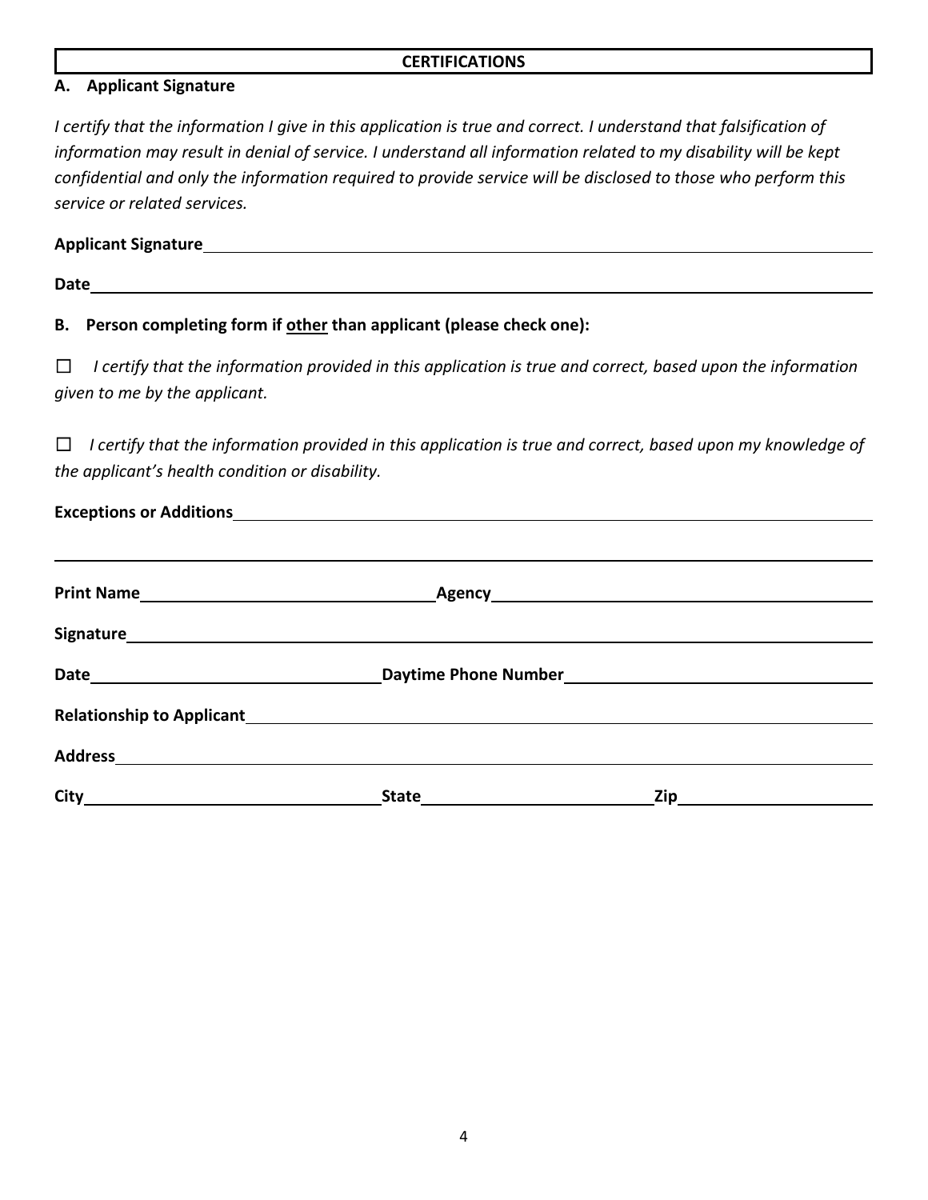## CERTIFICATIONS

### A. Applicant Signature

*I certify that the information I give in this application is true and correct. I understand that falsification of information may result in denial of service. I understand all information related to my disability will be kept confidential and only the information required to provide service will be disclosed to those who perform this service or related services.*

**Applicant Signature** ______________________________________________

**Date** ______________________________________________

### B. Person completing form if <u>other</u> than applicant (please check one):

☐ *I certify that the information provided in this application is true and correct, based upon the information given to me by the applicant.*

☐ *I certify that the information provided in this application is true and correct, based upon my knowledge of the applicant's health condition or disability.*

**Exceptions or Additions** ______________________________________________

______________________________________________

**Print Name** ______________________ **Agency** ______________________

**Signature** ______________________________________________

**Date** ______________________ **Daytime Phone Number** ______________________

**Relationship to Applicant** ______________________________________________

**Address** ______________________________________________

**City** ______________________ **State** ______________________ **Zip** ______________________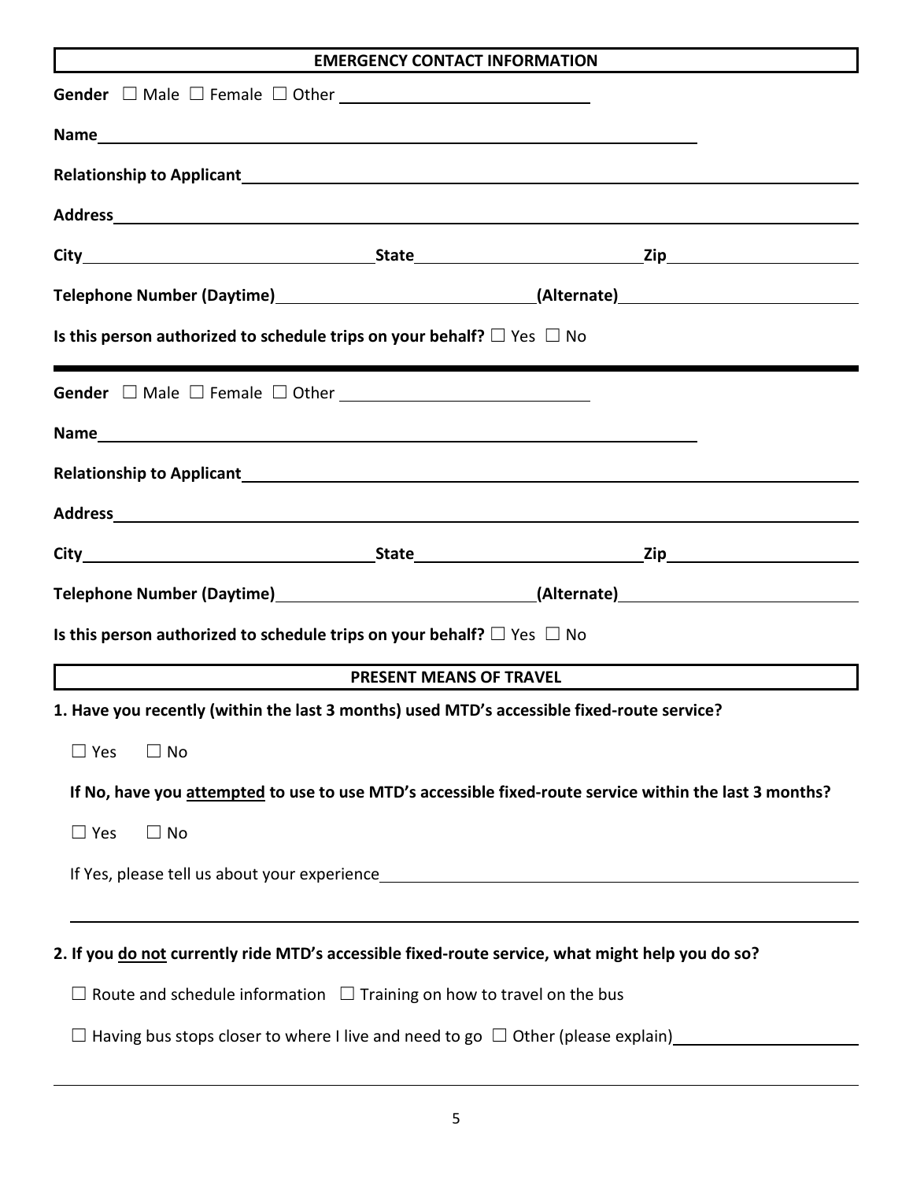## EMERGENCY CONTACT INFORMATION

**Gender** ☐ Male ☐ Female ☐ Other ____________________

**Name** ______________________________________________

**Relationship to Applicant** ______________________________________________

**Address** ______________________________________________

**City** ____________________ **State** ____________________ **Zip** ____________________

**Telephone Number (Daytime)** ____________________ **(Alternate)** ____________________

**Is this person authorized to schedule trips on your behalf?** ☐ Yes ☐ No

---

**Gender** ☐ Male ☐ Female ☐ Other ____________________

**Name** ______________________________________________

**Relationship to Applicant** ______________________________________________

**Address** ______________________________________________

**City** ____________________ **State** ____________________ **Zip** ____________________

**Telephone Number (Daytime)** ____________________ **(Alternate)** ____________________

**Is this person authorized to schedule trips on your behalf?** ☐ Yes ☐ No

## PRESENT MEANS OF TRAVEL

**1. Have you recently (within the last 3 months) used MTD's accessible fixed-route service?**

☐ Yes ☐ No

**If No, have you <u>attempted</u> to use to use MTD's accessible fixed-route service within the last 3 months?**

☐ Yes ☐ No

If Yes, please tell us about your experience ______________________________________________

______________________________________________

**2. If you <u>do not</u> currently ride MTD's accessible fixed-route service, what might help you do so?**

☐ Route and schedule information ☐ Training on how to travel on the bus

☐ Having bus stops closer to where I live and need to go ☐ Other (please explain) ____________________

______________________________________________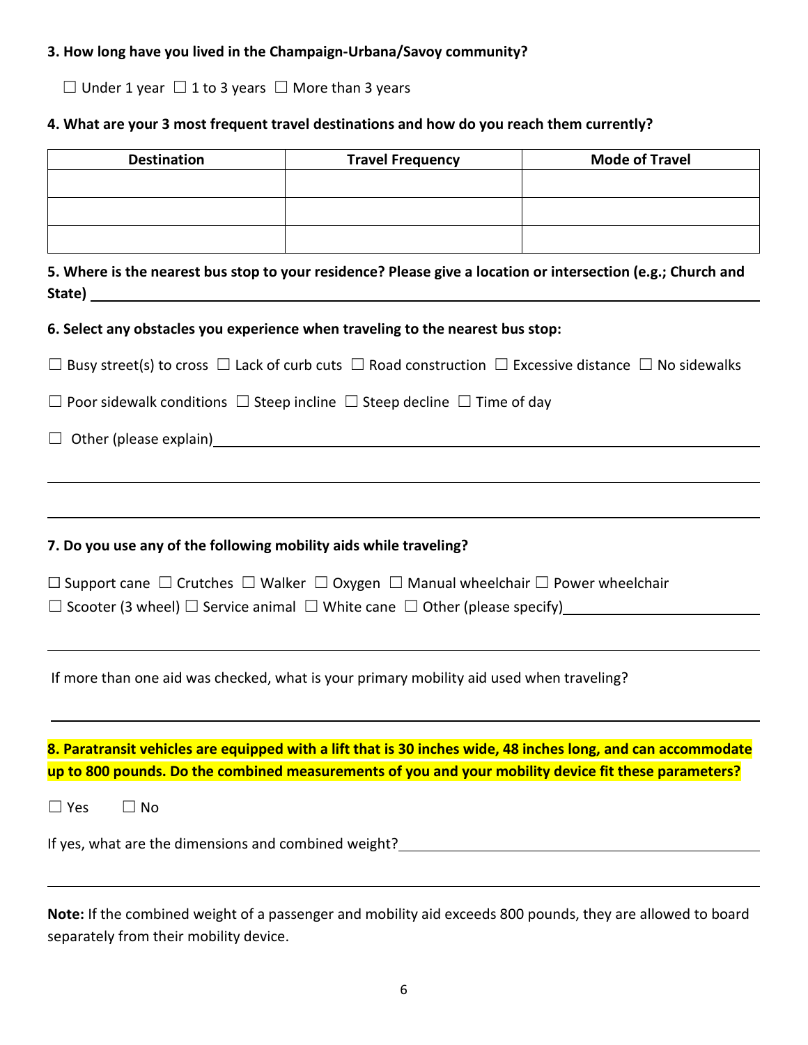**3. How long have you lived in the Champaign-Urbana/Savoy community?**

☐ Under 1 year ☐ 1 to 3 years ☐ More than 3 years

**4. What are your 3 most frequent travel destinations and how do you reach them currently?**

| Destination | Travel Frequency | Mode of Travel |
|---|---|---|
| | | |
| | | |
| | | |

**5. Where is the nearest bus stop to your residence? Please give a location or intersection (e.g.; Church and State)** ______________________________

**6. Select any obstacles you experience when traveling to the nearest bus stop:**

☐ Busy street(s) to cross ☐ Lack of curb cuts ☐ Road construction ☐ Excessive distance ☐ No sidewalks

☐ Poor sidewalk conditions ☐ Steep incline ☐ Steep decline ☐ Time of day

☐ Other (please explain) ______________________________

______________________________

______________________________

**7. Do you use any of the following mobility aids while traveling?**

☐ Support cane ☐ Crutches ☐ Walker ☐ Oxygen ☐ Manual wheelchair ☐ Power wheelchair
☐ Scooter (3 wheel) ☐ Service animal ☐ White cane ☐ Other (please specify) ______________________________

______________________________

If more than one aid was checked, what is your primary mobility aid used when traveling?

______________________________

**8. Paratransit vehicles are equipped with a lift that is 30 inches wide, 48 inches long, and can accommodate up to 800 pounds. Do the combined measurements of you and your mobility device fit these parameters?**

☐ Yes ☐ No

If yes, what are the dimensions and combined weight? ______________________________

______________________________

**Note:** If the combined weight of a passenger and mobility aid exceeds 800 pounds, they are allowed to board separately from their mobility device.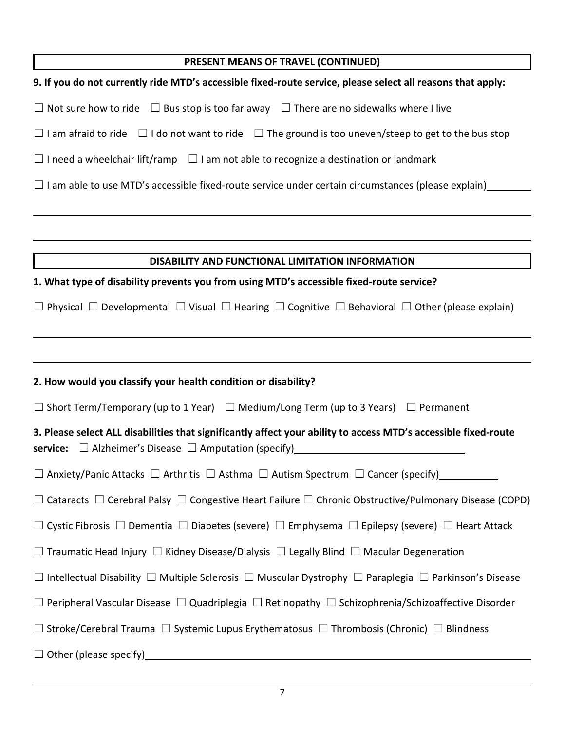## PRESENT MEANS OF TRAVEL (CONTINUED)

**9. If you do not currently ride MTD's accessible fixed-route service, please select all reasons that apply:**

☐ Not sure how to ride ☐ Bus stop is too far away ☐ There are no sidewalks where I live

☐ I am afraid to ride ☐ I do not want to ride ☐ The ground is too uneven/steep to get to the bus stop

☐ I need a wheelchair lift/ramp ☐ I am not able to recognize a destination or landmark

☐ I am able to use MTD's accessible fixed-route service under certain circumstances (please explain)________

______________________________________________________________________________

______________________________________________________________________________

## DISABILITY AND FUNCTIONAL LIMITATION INFORMATION

**1. What type of disability prevents you from using MTD's accessible fixed-route service?**

☐ Physical ☐ Developmental ☐ Visual ☐ Hearing ☐ Cognitive ☐ Behavioral ☐ Other (please explain)

______________________________________________________________________________

______________________________________________________________________________

**2. How would you classify your health condition or disability?**

☐ Short Term/Temporary (up to 1 Year) ☐ Medium/Long Term (up to 3 Years) ☐ Permanent

**3. Please select ALL disabilities that significantly affect your ability to access MTD's accessible fixed-route service:** ☐ Alzheimer's Disease ☐ Amputation (specify)________________________________

☐ Anxiety/Panic Attacks ☐ Arthritis ☐ Asthma ☐ Autism Spectrum ☐ Cancer (specify)___________

☐ Cataracts ☐ Cerebral Palsy ☐ Congestive Heart Failure ☐ Chronic Obstructive/Pulmonary Disease (COPD)

☐ Cystic Fibrosis ☐ Dementia ☐ Diabetes (severe) ☐ Emphysema ☐ Epilepsy (severe) ☐ Heart Attack

☐ Traumatic Head Injury ☐ Kidney Disease/Dialysis ☐ Legally Blind ☐ Macular Degeneration

☐ Intellectual Disability ☐ Multiple Sclerosis ☐ Muscular Dystrophy ☐ Paraplegia ☐ Parkinson's Disease

☐ Peripheral Vascular Disease ☐ Quadriplegia ☐ Retinopathy ☐ Schizophrenia/Schizoaffective Disorder

☐ Stroke/Cerebral Trauma ☐ Systemic Lupus Erythematosus ☐ Thrombosis (Chronic) ☐ Blindness

☐ Other (please specify)______________________________________________________________

______________________________________________________________________________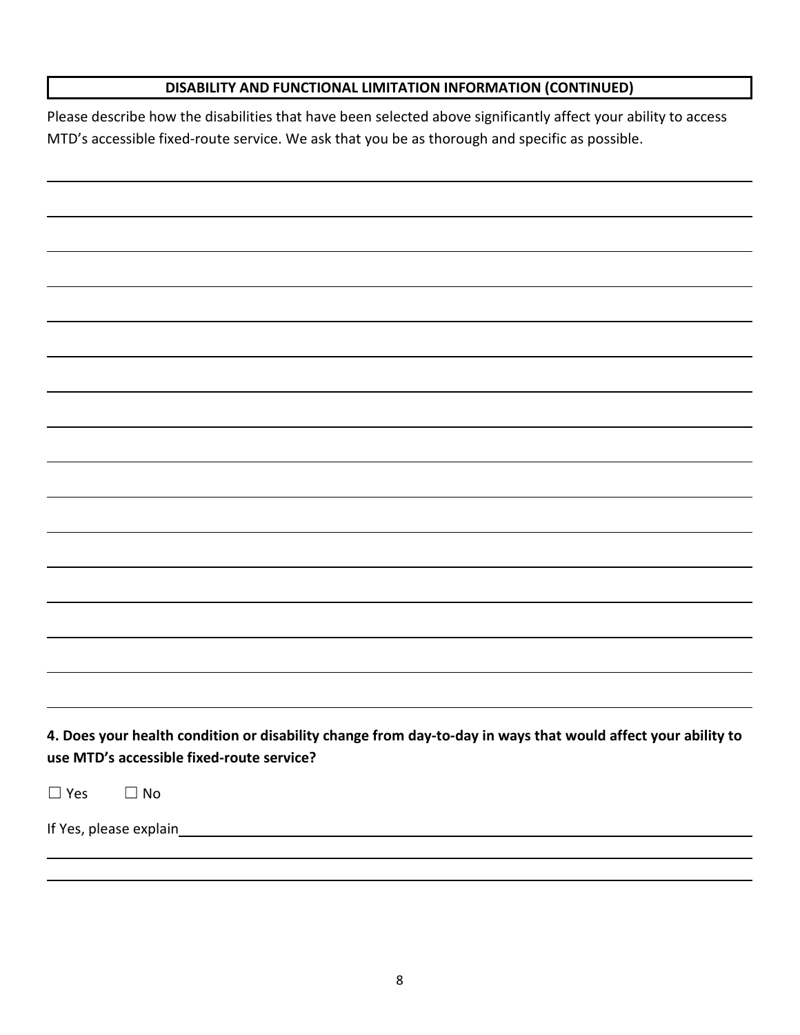## DISABILITY AND FUNCTIONAL LIMITATION INFORMATION (CONTINUED)

Please describe how the disabilities that have been selected above significantly affect your ability to access MTD's accessible fixed-route service. We ask that you be as thorough and specific as possible.

______________________________________________________________________________

______________________________________________________________________________

______________________________________________________________________________

______________________________________________________________________________

______________________________________________________________________________

______________________________________________________________________________

______________________________________________________________________________

______________________________________________________________________________

______________________________________________________________________________

______________________________________________________________________________

______________________________________________________________________________

______________________________________________________________________________

______________________________________________________________________________

______________________________________________________________________________

______________________________________________________________________________

**4. Does your health condition or disability change from day-to-day in ways that would affect your ability to use MTD's accessible fixed-route service?**

☐ Yes ☐ No

If Yes, please explain______________________________________________________________

______________________________________________________________________________

______________________________________________________________________________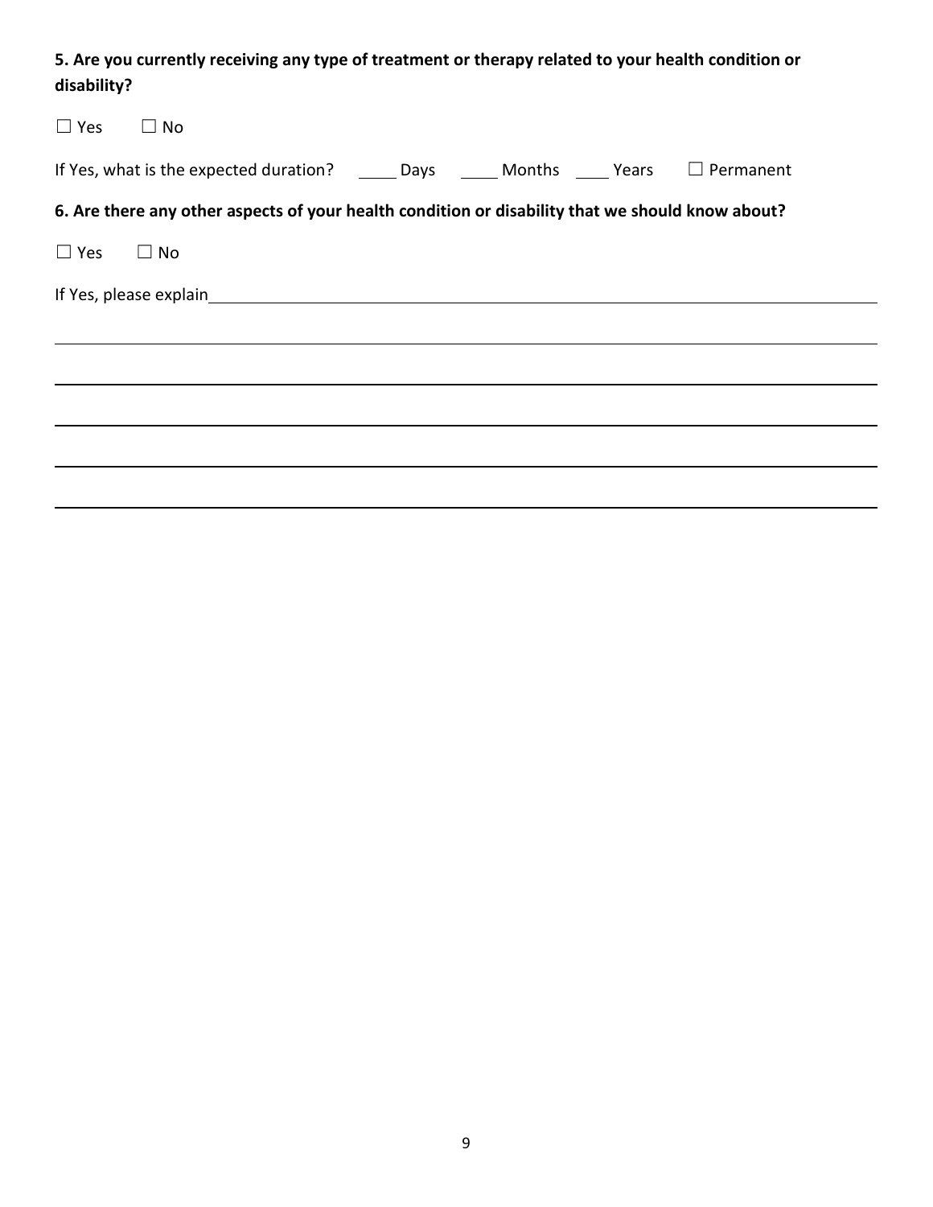**5. Are you currently receiving any type of treatment or therapy related to your health condition or disability?**

☐ Yes ☐ No

If Yes, what is the expected duration? _____ Days _____ Months _____ Years ☐ Permanent

**6. Are there any other aspects of your health condition or disability that we should know about?**

☐ Yes ☐ No

If Yes, please explain______________________________________________________________________

____________________________________________________________________________________

____________________________________________________________________________________

____________________________________________________________________________________

____________________________________________________________________________________

____________________________________________________________________________________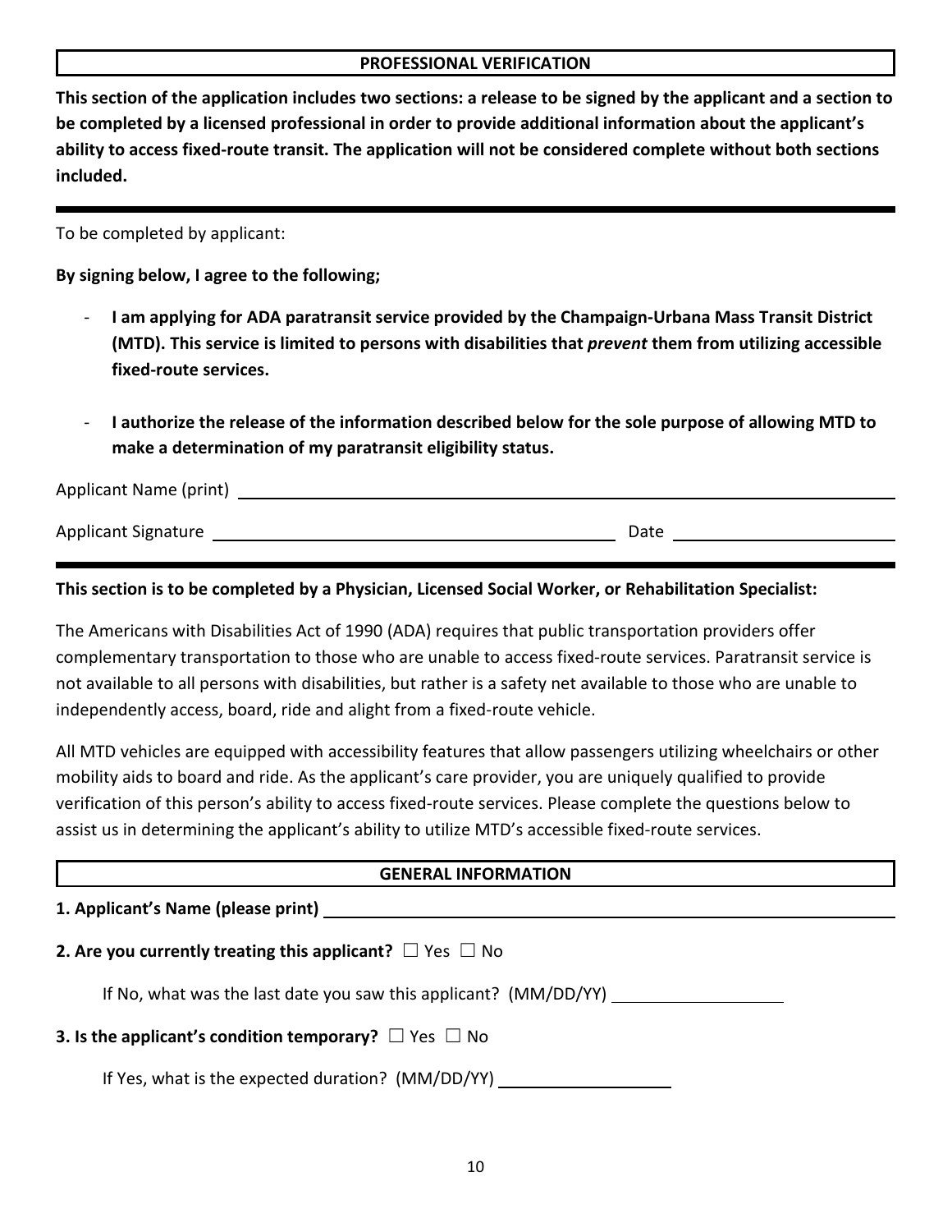## PROFESSIONAL VERIFICATION

**This section of the application includes two sections: a release to be signed by the applicant and a section to be completed by a licensed professional in order to provide additional information about the applicant's ability to access fixed-route transit. The application will not be considered complete without both sections included.**

---

To be completed by applicant:

**By signing below, I agree to the following;**

- **I am applying for ADA paratransit service provided by the Champaign-Urbana Mass Transit District (MTD). This service is limited to persons with disabilities that *prevent* them from utilizing accessible fixed-route services.**
- **I authorize the release of the information described below for the sole purpose of allowing MTD to make a determination of my paratransit eligibility status.**

Applicant Name (print) ______________________________________________

Applicant Signature ______________________________ Date ______________________

---

**This section is to be completed by a Physician, Licensed Social Worker, or Rehabilitation Specialist:**

The Americans with Disabilities Act of 1990 (ADA) requires that public transportation providers offer complementary transportation to those who are unable to access fixed-route services. Paratransit service is not available to all persons with disabilities, but rather is a safety net available to those who are unable to independently access, board, ride and alight from a fixed-route vehicle.

All MTD vehicles are equipped with accessibility features that allow passengers utilizing wheelchairs or other mobility aids to board and ride. As the applicant's care provider, you are uniquely qualified to provide verification of this person's ability to access fixed-route services. Please complete the questions below to assist us in determining the applicant's ability to utilize MTD's accessible fixed-route services.

## GENERAL INFORMATION

**1. Applicant's Name (please print)** ______________________________________________

**2. Are you currently treating this applicant?** ☐ Yes ☐ No

If No, what was the last date you saw this applicant? (MM/DD/YY) ____________

**3. Is the applicant's condition temporary?** ☐ Yes ☐ No

If Yes, what is the expected duration? (MM/DD/YY) ____________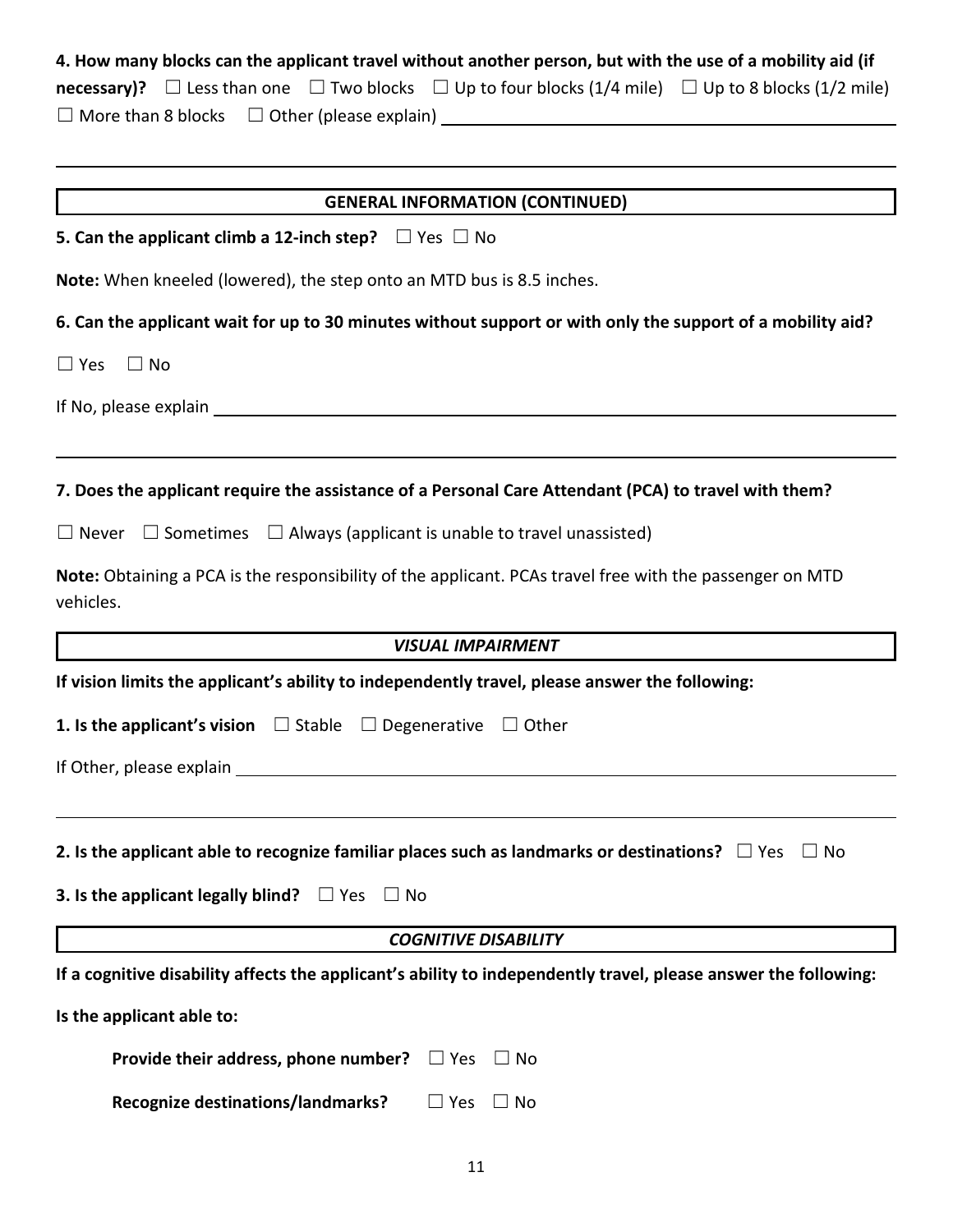**4. How many blocks can the applicant travel without another person, but with the use of a mobility aid (if necessary)?** ☐ Less than one ☐ Two blocks ☐ Up to four blocks (1/4 mile) ☐ Up to 8 blocks (1/2 mile) ☐ More than 8 blocks ☐ Other (please explain) ____________________

____________________

## GENERAL INFORMATION (CONTINUED)

**5. Can the applicant climb a 12-inch step?** ☐ Yes ☐ No

**Note:** When kneeled (lowered), the step onto an MTD bus is 8.5 inches.

**6. Can the applicant wait for up to 30 minutes without support or with only the support of a mobility aid?**

☐ Yes ☐ No

If No, please explain ____________________

____________________

**7. Does the applicant require the assistance of a Personal Care Attendant (PCA) to travel with them?**

☐ Never ☐ Sometimes ☐ Always (applicant is unable to travel unassisted)

**Note:** Obtaining a PCA is the responsibility of the applicant. PCAs travel free with the passenger on MTD vehicles.

## *VISUAL IMPAIRMENT*

**If vision limits the applicant's ability to independently travel, please answer the following:**

**1. Is the applicant's vision** ☐ Stable ☐ Degenerative ☐ Other

If Other, please explain ____________________

____________________

**2. Is the applicant able to recognize familiar places such as landmarks or destinations?** ☐ Yes ☐ No

**3. Is the applicant legally blind?** ☐ Yes ☐ No

## *COGNITIVE DISABILITY*

**If a cognitive disability affects the applicant's ability to independently travel, please answer the following:**

**Is the applicant able to:**

**Provide their address, phone number?** ☐ Yes ☐ No

**Recognize destinations/landmarks?** ☐ Yes ☐ No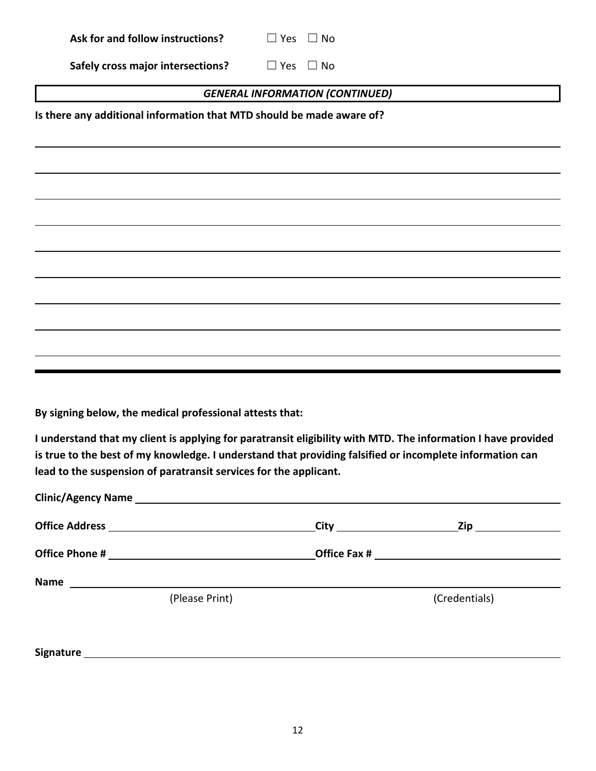**Ask for and follow instructions?** ☐ Yes ☐ No

**Safely cross major intersections?** ☐ Yes ☐ No

### *GENERAL INFORMATION (CONTINUED)*

**Is there any additional information that MTD should be made aware of?**

\_\_\_\_\_\_\_\_\_\_\_\_\_\_\_\_\_\_\_\_\_\_\_\_\_\_\_\_\_\_\_\_\_\_\_\_\_\_\_\_\_\_\_\_\_\_\_\_\_\_\_\_\_\_\_\_\_\_\_\_\_\_\_\_\_\_\_\_\_\_\_\_\_\_\_\_\_\_

\_\_\_\_\_\_\_\_\_\_\_\_\_\_\_\_\_\_\_\_\_\_\_\_\_\_\_\_\_\_\_\_\_\_\_\_\_\_\_\_\_\_\_\_\_\_\_\_\_\_\_\_\_\_\_\_\_\_\_\_\_\_\_\_\_\_\_\_\_\_\_\_\_\_\_\_\_\_

\_\_\_\_\_\_\_\_\_\_\_\_\_\_\_\_\_\_\_\_\_\_\_\_\_\_\_\_\_\_\_\_\_\_\_\_\_\_\_\_\_\_\_\_\_\_\_\_\_\_\_\_\_\_\_\_\_\_\_\_\_\_\_\_\_\_\_\_\_\_\_\_\_\_\_\_\_\_

\_\_\_\_\_\_\_\_\_\_\_\_\_\_\_\_\_\_\_\_\_\_\_\_\_\_\_\_\_\_\_\_\_\_\_\_\_\_\_\_\_\_\_\_\_\_\_\_\_\_\_\_\_\_\_\_\_\_\_\_\_\_\_\_\_\_\_\_\_\_\_\_\_\_\_\_\_\_

\_\_\_\_\_\_\_\_\_\_\_\_\_\_\_\_\_\_\_\_\_\_\_\_\_\_\_\_\_\_\_\_\_\_\_\_\_\_\_\_\_\_\_\_\_\_\_\_\_\_\_\_\_\_\_\_\_\_\_\_\_\_\_\_\_\_\_\_\_\_\_\_\_\_\_\_\_\_

\_\_\_\_\_\_\_\_\_\_\_\_\_\_\_\_\_\_\_\_\_\_\_\_\_\_\_\_\_\_\_\_\_\_\_\_\_\_\_\_\_\_\_\_\_\_\_\_\_\_\_\_\_\_\_\_\_\_\_\_\_\_\_\_\_\_\_\_\_\_\_\_\_\_\_\_\_\_

\_\_\_\_\_\_\_\_\_\_\_\_\_\_\_\_\_\_\_\_\_\_\_\_\_\_\_\_\_\_\_\_\_\_\_\_\_\_\_\_\_\_\_\_\_\_\_\_\_\_\_\_\_\_\_\_\_\_\_\_\_\_\_\_\_\_\_\_\_\_\_\_\_\_\_\_\_\_

\_\_\_\_\_\_\_\_\_\_\_\_\_\_\_\_\_\_\_\_\_\_\_\_\_\_\_\_\_\_\_\_\_\_\_\_\_\_\_\_\_\_\_\_\_\_\_\_\_\_\_\_\_\_\_\_\_\_\_\_\_\_\_\_\_\_\_\_\_\_\_\_\_\_\_\_\_\_

\_\_\_\_\_\_\_\_\_\_\_\_\_\_\_\_\_\_\_\_\_\_\_\_\_\_\_\_\_\_\_\_\_\_\_\_\_\_\_\_\_\_\_\_\_\_\_\_\_\_\_\_\_\_\_\_\_\_\_\_\_\_\_\_\_\_\_\_\_\_\_\_\_\_\_\_\_\_

---

**By signing below, the medical professional attests that:**

**I understand that my client is applying for paratransit eligibility with MTD. The information I have provided is true to the best of my knowledge. I understand that providing falsified or incomplete information can lead to the suspension of paratransit services for the applicant.**

**Clinic/Agency Name** \_\_\_\_\_\_\_\_\_\_\_\_\_\_\_\_\_\_\_\_\_\_\_\_\_\_\_\_\_\_\_\_\_\_\_\_\_\_\_\_\_\_\_\_\_\_\_\_

**Office Address** \_\_\_\_\_\_\_\_\_\_\_\_\_\_\_\_\_\_\_\_\_\_\_\_ **City** \_\_\_\_\_\_\_\_\_\_\_\_\_\_ **Zip** \_\_\_\_\_\_\_\_\_\_

**Office Phone #** \_\_\_\_\_\_\_\_\_\_\_\_\_\_\_\_\_\_\_\_\_\_\_\_ **Office Fax #** \_\_\_\_\_\_\_\_\_\_\_\_\_\_\_\_\_\_\_\_\_\_

**Name** \_\_\_\_\_\_\_\_\_\_\_\_\_\_\_\_\_\_\_\_\_\_\_\_\_\_\_\_\_\_\_\_\_\_\_\_\_\_\_\_\_\_\_\_\_\_\_\_\_\_\_\_\_\_\_\_\_\_\_\_\_\_\_\_\_

(Please Print) (Credentials)

**Signature** \_\_\_\_\_\_\_\_\_\_\_\_\_\_\_\_\_\_\_\_\_\_\_\_\_\_\_\_\_\_\_\_\_\_\_\_\_\_\_\_\_\_\_\_\_\_\_\_\_\_\_\_\_\_\_\_\_\_